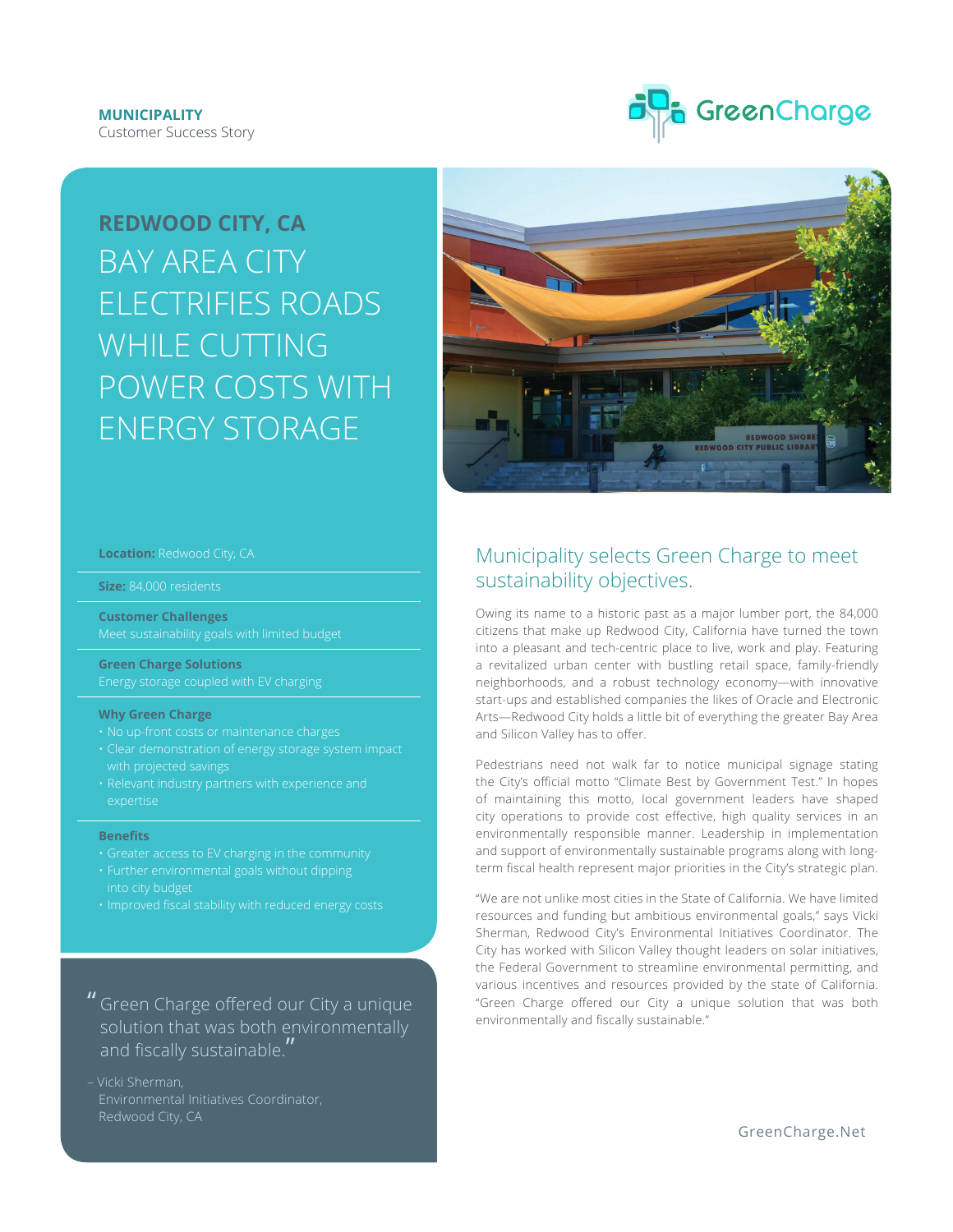**MUNICIPALITY**
Customer Success Story

# REDWOOD CITY, CA

# BAY AREA CITY ELECTRIFIES ROADS WHILE CUTTING POWER COSTS WITH ENERGY STORAGE

**Location:** Redwood City, CA

**Size:** 84,000 residents

**Customer Challenges**
Meet sustainability goals with limited budget

**Green Charge Solutions**
Energy storage coupled with EV charging

**Why Green Charge**

- No up-front costs or maintenance charges
- Clear demonstration of energy storage system impact with projected savings
- Relevant industry partners with experience and expertise

**Benefits**

- Greater access to EV charging in the community
- Further environmental goals without dipping into city budget
- Improved fiscal stability with reduced energy costs

> "Green Charge offered our City a unique solution that was both environmentally and fiscally sustainable."
>
> – Vicki Sherman, Environmental Initiatives Coordinator, Redwood City, CA

## Municipality selects Green Charge to meet sustainability objectives.

Owing its name to a historic past as a major lumber port, the 84,000 citizens that make up Redwood City, California have turned the town into a pleasant and tech-centric place to live, work and play. Featuring a revitalized urban center with bustling retail space, family-friendly neighborhoods, and a robust technology economy—with innovative start-ups and established companies the likes of Oracle and Electronic Arts—Redwood City holds a little bit of everything the greater Bay Area and Silicon Valley has to offer.

Pedestrians need not walk far to notice municipal signage stating the City's official motto "Climate Best by Government Test." In hopes of maintaining this motto, local government leaders have shaped city operations to provide cost effective, high quality services in an environmentally responsible manner. Leadership in implementation and support of environmentally sustainable programs along with long-term fiscal health represent major priorities in the City's strategic plan.

"We are not unlike most cities in the State of California. We have limited resources and funding but ambitious environmental goals," says Vicki Sherman, Redwood City's Environmental Initiatives Coordinator. The City has worked with Silicon Valley thought leaders on solar initiatives, the Federal Government to streamline environmental permitting, and various incentives and resources provided by the state of California. "Green Charge offered our City a unique solution that was both environmentally and fiscally sustainable."

GreenCharge.Net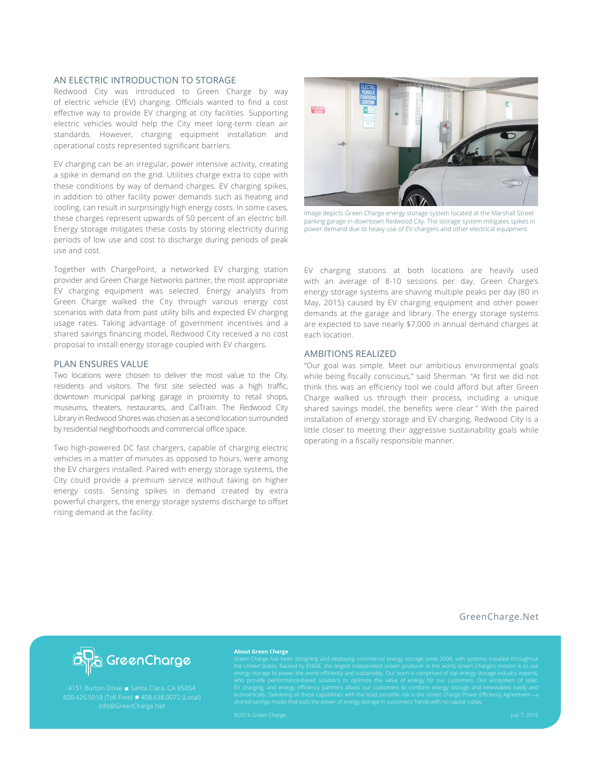## AN ELECTRIC INTRODUCTION TO STORAGE

Redwood City was introduced to Green Charge by way of electric vehicle (EV) charging. Officials wanted to find a cost effective way to provide EV charging at city facilities. Supporting electric vehicles would help the City meet long-term clean air standards. However, charging equipment installation and operational costs represented significant barriers.

EV charging can be an irregular, power intensive activity, creating a spike in demand on the grid. Utilities charge extra to cope with these conditions by way of demand charges. EV charging spikes, in addition to other facility power demands such as heating and cooling, can result in surprisingly high energy costs. In some cases, these charges represent upwards of 50 percent of an electric bill. Energy storage mitigates these costs by storing electricity during periods of low use and cost to discharge during periods of peak use and cost.

Together with ChargePoint, a networked EV charging station provider and Green Charge Networks partner, the most appropriate EV charging equipment was selected. Energy analysts from Green Charge walked the City through various energy cost scenarios with data from past utility bills and expected EV charging usage rates. Taking advantage of government incentives and a shared savings financing model, Redwood City received a no cost proposal to install energy storage coupled with EV chargers.

## PLAN ENSURES VALUE

Two locations were chosen to deliver the most value to the City, residents and visitors. The first site selected was a high traffic, downtown municipal parking garage in proximity to retail shops, museums, theaters, restaurants, and CalTrain. The Redwood City Library in Redwood Shores was chosen as a second location surrounded by residential neighborhoods and commercial office space.

Two high-powered DC fast chargers, capable of charging electric vehicles in a matter of minutes as opposed to hours, were among the EV chargers installed. Paired with energy storage systems, the City could provide a premium service without taking on higher energy costs. Sensing spikes in demand created by extra powerful chargers, the energy storage systems discharge to offset rising demand at the facility.

Image depicts Green Charge energy storage system located at the Marshall Street parking garage in downtown Redwood City. The storage system mitigates spikes in power demand due to heavy use of EV chargers and other electrical equipment.

EV charging stations at both locations are heavily used with an average of 8-10 sessions per day. Green Charge's energy storage systems are shaving multiple peaks per day (80 in May, 2015) caused by EV charging equipment and other power demands at the garage and library. The energy storage systems are expected to save nearly $7,000 in annual demand charges at each location.

## AMBITIONS REALIZED

"Our goal was simple. Meet our ambitious environmental goals while being fiscally conscious," said Sherman. "At first we did not think this was an efficiency tool we could afford but after Green Charge walked us through their process, including a unique shared savings model, the benefits were clear." With the paired installation of energy storage and EV charging, Redwood City is a little closer to meeting their aggressive sustainability goals while operating in a fiscally responsible manner.

GreenCharge.Net

GreenCharge

4151 Burton Drive ■ Santa Clara, CA 95054
800.426.5010 (Toll Free) ■ 408.638.0072 (Local)
info@GreenCharge.Net

**About Green Charge**

Green Charge has been designing and deploying commercial energy storage since 2009, with systems installed throughout the United States. Backed by ENGIE, the largest independent power producer in the world, Green Charge's mission is to use energy storage to power the world efficiently and sustainably. Our team is comprised of top energy storage industry experts, who provide performance-based solutions to optimize the value of energy for our customers. Our ecosystem of solar, EV charging, and energy efficiency partners allows our customers to combine energy storage and renewables easily and economically. Delivering all these capabilities with the least possible risk is the Green Charge Power Efficiency Agreement—a shared-savings model that puts the power of energy storage in customers' hands with no capital outlay.

©2016 Green Charge.

July 7, 2016